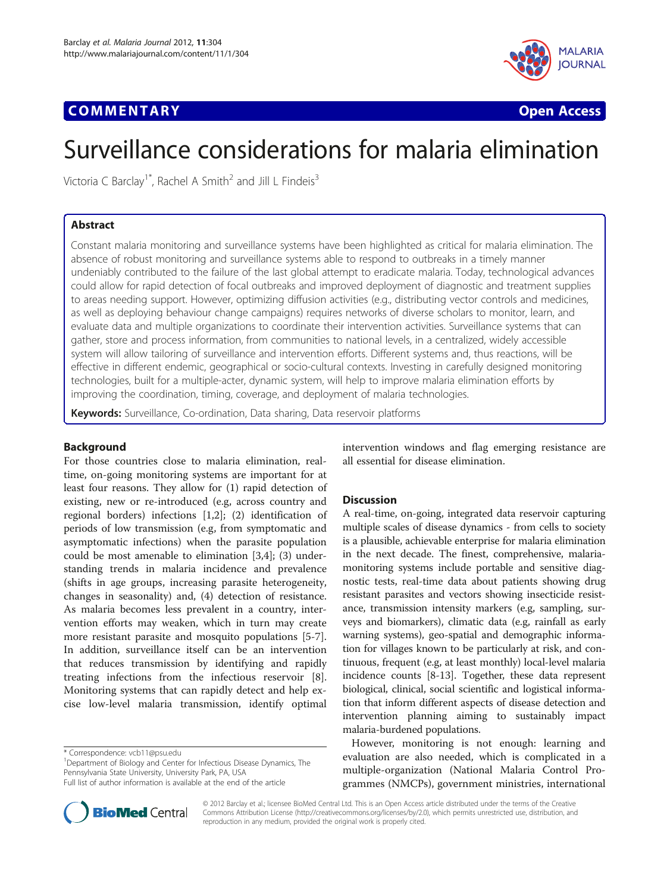COMMENTARY Open Access

# Surveillance considerations for malaria elimination

Victoria C Barclay[1*], Rachel A Smith[2] and Jill L Findeis[3]

## Abstract

Constant malaria monitoring and surveillance systems have been highlighted as critical for malaria elimination. The absence of robust monitoring and surveillance systems able to respond to outbreaks in a timely manner undeniably contributed to the failure of the last global attempt to eradicate malaria. Today, technological advances could allow for rapid detection of focal outbreaks and improved deployment of diagnostic and treatment supplies to areas needing support. However, optimizing diffusion activities (e.g., distributing vector controls and medicines, as well as deploying behaviour change campaigns) requires networks of diverse scholars to monitor, learn, and evaluate data and multiple organizations to coordinate their intervention activities. Surveillance systems that can gather, store and process information, from communities to national levels, in a centralized, widely accessible system will allow tailoring of surveillance and intervention efforts. Different systems and, thus reactions, will be effective in different endemic, geographical or socio-cultural contexts. Investing in carefully designed monitoring technologies, built for a multiple-acter, dynamic system, will help to improve malaria elimination efforts by improving the coordination, timing, coverage, and deployment of malaria technologies.

**Keywords:** Surveillance, Co-ordination, Data sharing, Data reservoir platforms

## Background

For those countries close to malaria elimination, real-time, on-going monitoring systems are important for at least four reasons. They allow for (1) rapid detection of existing, new or re-introduced (e.g, across country and regional borders) infections [1,2]; (2) identification of periods of low transmission (e.g, from symptomatic and asymptomatic infections) when the parasite population could be most amenable to elimination [3,4]; (3) understanding trends in malaria incidence and prevalence (shifts in age groups, increasing parasite heterogeneity, changes in seasonality) and, (4) detection of resistance. As malaria becomes less prevalent in a country, intervention efforts may weaken, which in turn may create more resistant parasite and mosquito populations [5-7]. In addition, surveillance itself can be an intervention that reduces transmission by identifying and rapidly treating infections from the infectious reservoir [8]. Monitoring systems that can rapidly detect and help excise low-level malaria transmission, identify optimal intervention windows and flag emerging resistance are all essential for disease elimination.

## Discussion

A real-time, on-going, integrated data reservoir capturing multiple scales of disease dynamics - from cells to society is a plausible, achievable enterprise for malaria elimination in the next decade. The finest, comprehensive, malaria-monitoring systems include portable and sensitive diagnostic tests, real-time data about patients showing drug resistant parasites and vectors showing insecticide resistance, transmission intensity markers (e.g, sampling, surveys and biomarkers), climatic data (e.g, rainfall as early warning systems), geo-spatial and demographic information for villages known to be particularly at risk, and continuous, frequent (e.g, at least monthly) local-level malaria incidence counts [8-13]. Together, these data represent biological, clinical, social scientific and logistical information that inform different aspects of disease detection and intervention planning aiming to sustainably impact malaria-burdened populations.

However, monitoring is not enough: learning and evaluation are also needed, which is complicated in a multiple-organization (National Malaria Control Programmes (NMCPs), government ministries, international

* Correspondence: vcb11@psu.edu
[1]Department of Biology and Center for Infectious Disease Dynamics, The Pennsylvania State University, University Park, PA, USA
Full list of author information is available at the end of the article

© 2012 Barclay et al.; licensee BioMed Central Ltd. This is an Open Access article distributed under the terms of the Creative Commons Attribution License (http://creativecommons.org/licenses/by/2.0), which permits unrestricted use, distribution, and reproduction in any medium, provided the original work is properly cited.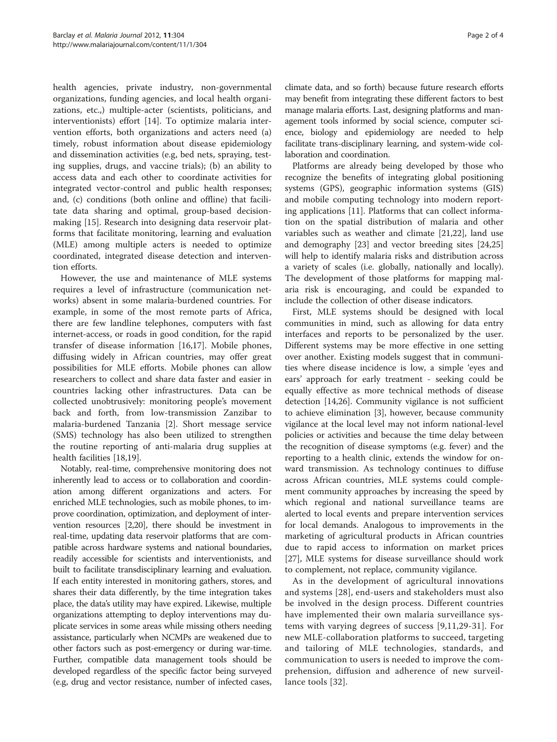health agencies, private industry, non-governmental organizations, funding agencies, and local health organizations, etc.,) multiple-acter (scientists, politicians, and interventionists) effort [14]. To optimize malaria intervention efforts, both organizations and acters need (a) timely, robust information about disease epidemiology and dissemination activities (e.g, bed nets, spraying, testing supplies, drugs, and vaccine trials); (b) an ability to access data and each other to coordinate activities for integrated vector-control and public health responses; and, (c) conditions (both online and offline) that facilitate data sharing and optimal, group-based decision-making [15]. Research into designing data reservoir platforms that facilitate monitoring, learning and evaluation (MLE) among multiple acters is needed to optimize coordinated, integrated disease detection and intervention efforts.

However, the use and maintenance of MLE systems requires a level of infrastructure (communication networks) absent in some malaria-burdened countries. For example, in some of the most remote parts of Africa, there are few landline telephones, computers with fast internet-access, or roads in good condition, for the rapid transfer of disease information [16,17]. Mobile phones, diffusing widely in African countries, may offer great possibilities for MLE efforts. Mobile phones can allow researchers to collect and share data faster and easier in countries lacking other infrastructures. Data can be collected unobtrusively: monitoring people's movement back and forth, from low-transmission Zanzibar to malaria-burdened Tanzania [2]. Short message service (SMS) technology has also been utilized to strengthen the routine reporting of anti-malaria drug supplies at health facilities [18,19].

Notably, real-time, comprehensive monitoring does not inherently lead to access or to collaboration and coordination among different organizations and acters. For enriched MLE technologies, such as mobile phones, to improve coordination, optimization, and deployment of intervention resources [2,20], there should be investment in real-time, updating data reservoir platforms that are compatible across hardware systems and national boundaries, readily accessible for scientists and interventionists, and built to facilitate transdisciplinary learning and evaluation. If each entity interested in monitoring gathers, stores, and shares their data differently, by the time integration takes place, the data's utility may have expired. Likewise, multiple organizations attempting to deploy interventions may duplicate services in some areas while missing others needing assistance, particularly when NCMPs are weakened due to other factors such as post-emergency or during war-time. Further, compatible data management tools should be developed regardless of the specific factor being surveyed (e.g, drug and vector resistance, number of infected cases, climate data, and so forth) because future research efforts may benefit from integrating these different factors to best manage malaria efforts. Last, designing platforms and management tools informed by social science, computer science, biology and epidemiology are needed to help facilitate trans-disciplinary learning, and system-wide collaboration and coordination.

Platforms are already being developed by those who recognize the benefits of integrating global positioning systems (GPS), geographic information systems (GIS) and mobile computing technology into modern reporting applications [11]. Platforms that can collect information on the spatial distribution of malaria and other variables such as weather and climate [21,22], land use and demography [23] and vector breeding sites [24,25] will help to identify malaria risks and distribution across a variety of scales (i.e. globally, nationally and locally). The development of those platforms for mapping malaria risk is encouraging, and could be expanded to include the collection of other disease indicators.

First, MLE systems should be designed with local communities in mind, such as allowing for data entry interfaces and reports to be personalized by the user. Different systems may be more effective in one setting over another. Existing models suggest that in communities where disease incidence is low, a simple 'eyes and ears' approach for early treatment - seeking could be equally effective as more technical methods of disease detection [14,26]. Community vigilance is not sufficient to achieve elimination [3], however, because community vigilance at the local level may not inform national-level policies or activities and because the time delay between the recognition of disease symptoms (e.g. fever) and the reporting to a health clinic, extends the window for onward transmission. As technology continues to diffuse across African countries, MLE systems could complement community approaches by increasing the speed by which regional and national surveillance teams are alerted to local events and prepare intervention services for local demands. Analogous to improvements in the marketing of agricultural products in African countries due to rapid access to information on market prices [27], MLE systems for disease surveillance should work to complement, not replace, community vigilance.

As in the development of agricultural innovations and systems [28], end-users and stakeholders must also be involved in the design process. Different countries have implemented their own malaria surveillance systems with varying degrees of success [9,11,29-31]. For new MLE-collaboration platforms to succeed, targeting and tailoring of MLE technologies, standards, and communication to users is needed to improve the comprehension, diffusion and adherence of new surveillance tools [32].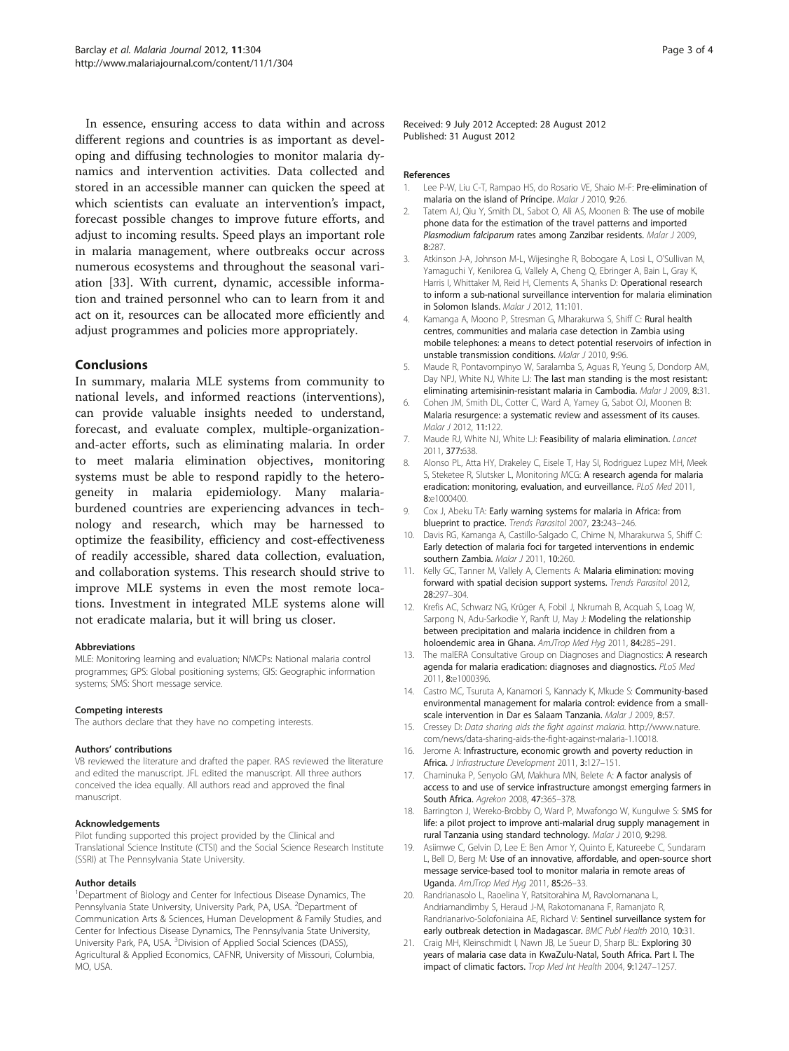In essence, ensuring access to data within and across different regions and countries is as important as developing and diffusing technologies to monitor malaria dynamics and intervention activities. Data collected and stored in an accessible manner can quicken the speed at which scientists can evaluate an intervention's impact, forecast possible changes to improve future efforts, and adjust to incoming results. Speed plays an important role in malaria management, where outbreaks occur across numerous ecosystems and throughout the seasonal variation [33]. With current, dynamic, accessible information and trained personnel who can to learn from it and act on it, resources can be allocated more efficiently and adjust programmes and policies more appropriately.

## Conclusions

In summary, malaria MLE systems from community to national levels, and informed reactions (interventions), can provide valuable insights needed to understand, forecast, and evaluate complex, multiple-organization-and-acter efforts, such as eliminating malaria. In order to meet malaria elimination objectives, monitoring systems must be able to respond rapidly to the heterogeneity in malaria epidemiology. Many malaria-burdened countries are experiencing advances in technology and research, which may be harnessed to optimize the feasibility, efficiency and cost-effectiveness of readily accessible, shared data collection, evaluation, and collaboration systems. This research should strive to improve MLE systems in even the most remote locations. Investment in integrated MLE systems alone will not eradicate malaria, but it will bring us closer.

#### Abbreviations

MLE: Monitoring learning and evaluation; NMCPs: National malaria control programmes; GPS: Global positioning systems; GIS: Geographic information systems; SMS: Short message service.

#### Competing interests

The authors declare that they have no competing interests.

#### Authors' contributions

VB reviewed the literature and drafted the paper. RAS reviewed the literature and edited the manuscript. JFL edited the manuscript. All three authors conceived the idea equally. All authors read and approved the final manuscript.

#### Acknowledgements

Pilot funding supported this project provided by the Clinical and Translational Science Institute (CTSI) and the Social Science Research Institute (SSRI) at The Pennsylvania State University.

#### Author details

[1]Department of Biology and Center for Infectious Disease Dynamics, The Pennsylvania State University, University Park, PA, USA. [2]Department of Communication Arts & Sciences, Human Development & Family Studies, and Center for Infectious Disease Dynamics, The Pennsylvania State University, University Park, PA, USA. [3]Division of Applied Social Sciences (DASS), Agricultural & Applied Economics, CAFNR, University of Missouri, Columbia, MO, USA.

Received: 9 July 2012 Accepted: 28 August 2012
Published: 31 August 2012

#### References

1. Lee P-W, Liu C-T, Rampao HS, do Rosario VE, Shaio M-F: **Pre-elimination of malaria on the island of Príncipe.** *Malar J* 2010, **9:**26.
2. Tatem AJ, Qiu Y, Smith DL, Sabot O, Ali AS, Moonen B: **The use of mobile phone data for the estimation of the travel patterns and imported *Plasmodium falciparum* rates among Zanzibar residents.** *Malar J* 2009, **8:**287.
3. Atkinson J-A, Johnson M-L, Wijesinghe R, Bobogare A, Losi L, O'Sullivan M, Yamaguchi Y, Kenilorea G, Vallely A, Cheng Q, Ebringer A, Bain L, Gray K, Harris I, Whittaker M, Reid H, Clements A, Shanks D: **Operational research to inform a sub-national surveillance intervention for malaria elimination in Solomon Islands.** *Malar J* 2012, **11:**101.
4. Kamanga A, Moono P, Stresman G, Mharakurwa S, Shiff C: **Rural health centres, communities and malaria case detection in Zambia using mobile telephones: a means to detect potential reservoirs of infection in unstable transmission conditions.** *Malar J* 2010, **9:**96.
5. Maude R, Pontavornpinyo W, Saralamba S, Aguas R, Yeung S, Dondorp AM, Day NPJ, White NJ, White LJ: **The last man standing is the most resistant: eliminating artemisinin-resistant malaria in Cambodia.** *Malar J* 2009, **8:**31.
6. Cohen JM, Smith DL, Cotter C, Ward A, Yamey G, Sabot OJ, Moonen B: **Malaria resurgence: a systematic review and assessment of its causes.** *Malar J* 2012, **11:**122.
7. Maude RJ, White NJ, White LJ: **Feasibility of malaria elimination.** *Lancet* 2011, **377:**638.
8. Alonso PL, Atta HY, Drakeley C, Eisele T, Hay SI, Rodriguez Lupez MH, Meek S, Steketee R, Slutsker L, Monitoring MCG: **A research agenda for malaria eradication: monitoring, evaluation, and eurveillance.** *PLoS Med* 2011, **8:**e1000400.
9. Cox J, Abeku TA: **Early warning systems for malaria in Africa: from blueprint to practice.** *Trends Parasitol* 2007, **23:**243–246.
10. Davis RG, Kamanga A, Castillo-Salgado C, Chime N, Mharakurwa S, Shiff C: **Early detection of malaria foci for targeted interventions in endemic southern Zambia.** *Malar J* 2011, **10:**260.
11. Kelly GC, Tanner M, Vallely A, Clements A: **Malaria elimination: moving forward with spatial decision support systems.** *Trends Parasitol* 2012, **28:**297–304.
12. Krefis AC, Schwarz NG, Krüger A, Fobil J, Nkrumah B, Acquah S, Loag W, Sarpong N, Adu-Sarkodie Y, Ranft U, May J: **Modeling the relationship between precipitation and malaria incidence in children from a holoendemic area in Ghana.** *AmJTrop Med Hyg* 2011, **84:**285–291.
13. The malERA Consultative Group on Diagnoses and Diagnostics: **A research agenda for malaria eradication: diagnoses and diagnostics.** *PLoS Med* 2011, **8:**e1000396.
14. Castro MC, Tsuruta A, Kanamori S, Kannady K, Mkude S: **Community-based environmental management for malaria control: evidence from a small-scale intervention in Dar es Salaam Tanzania.** *Malar J* 2009, **8:**57.
15. Cressey D: *Data sharing aids the fight against malaria*. http://www.nature.com/news/data-sharing-aids-the-fight-against-malaria-1.10018.
16. Jerome A: **Infrastructure, economic growth and poverty reduction in Africa.** *J Infrastructure Development* 2011, **3:**127–151.
17. Chaminuka P, Senyolo GM, Makhura MN, Belete A: **A factor analysis of access to and use of service infrastructure amongst emerging farmers in South Africa.** *Agrekon* 2008, **47:**365–378.
18. Barrington J, Wereko-Brobby O, Ward P, Mwafongo W, Kungulwe S: **SMS for life: a pilot project to improve anti-malarial drug supply management in rural Tanzania using standard technology.** *Malar J* 2010, **9:**298.
19. Asiimwe C, Gelvin D, Lee E: Ben Amor Y, Quinto E, Katureebe C, Sundaram L, Bell D, Berg M: **Use of an innovative, affordable, and open-source short message service-based tool to monitor malaria in remote areas of Uganda.** *AmJTrop Med Hyg* 2011, **85:**26–33.
20. Randrianasolo L, Raoelina Y, Ratsitorahina M, Ravolomanana L, Andriamandimby S, Heraud J-M, Rakotomanana F, Ramanjato R, Randrianarivo-Solofoniaina AE, Richard V: **Sentinel surveillance system for early outbreak detection in Madagascar.** *BMC Publ Health* 2010, **10:**31.
21. Craig MH, Kleinschmidt I, Nawn JB, Le Sueur D, Sharp BL: **Exploring 30 years of malaria case data in KwaZulu-Natal, South Africa. Part I. The impact of climatic factors.** *Trop Med Int Health* 2004, **9:**1247–1257.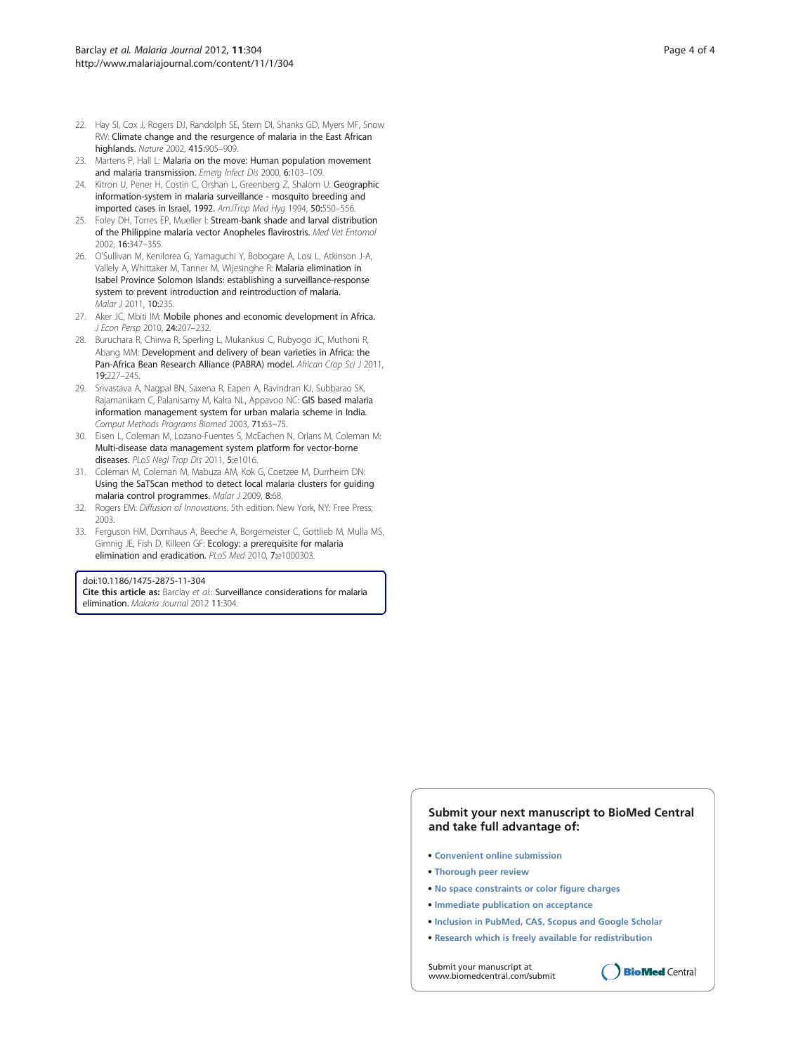22. Hay SI, Cox J, Rogers DJ, Randolph SE, Stern DI, Shanks GD, Myers MF, Snow RW: **Climate change and the resurgence of malaria in the East African highlands.** *Nature* 2002, **415:**905–909.
23. Martens P, Hall L: **Malaria on the move: Human population movement and malaria transmission.** *Emerg Infect Dis* 2000, **6:**103–109.
24. Kitron U, Pener H, Costin C, Orshan L, Greenberg Z, Shalom U: **Geographic information-system in malaria surveillance - mosquito breeding and imported cases in Israel, 1992.** *AmJTrop Med Hyg* 1994, **50:**550–556.
25. Foley DH, Torres EP, Mueller I: **Stream-bank shade and larval distribution of the Philippine malaria vector Anopheles flavirostris.** *Med Vet Entomol* 2002, **16:**347–355.
26. O'Sullivan M, Kenilorea G, Yamaguchi Y, Bobogare A, Losi L, Atkinson J-A, Vallely A, Whittaker M, Tanner M, Wijesinghe R: **Malaria elimination in Isabel Province Solomon Islands: establishing a surveillance-response system to prevent introduction and reintroduction of malaria.** *Malar J* 2011, **10:**235.
27. Aker JC, Mbiti IM: **Mobile phones and economic development in Africa.** *J Econ Persp* 2010, **24:**207–232.
28. Buruchara R, Chirwa R, Sperling L, Mukankusi C, Rubyogo JC, Muthoni R, Abang MM: **Development and delivery of bean varieties in Africa: the Pan-Africa Bean Research Alliance (PABRA) model.** *African Crop Sci J* 2011, **19:**227–245.
29. Srivastava A, Nagpal BN, Saxena R, Eapen A, Ravindran KJ, Subbarao SK, Rajamanikam C, Palanisamy M, Kalra NL, Appavoo NC: **GIS based malaria information management system for urban malaria scheme in India.** *Comput Methods Programs Biomed* 2003, **71:**63–75.
30. Eisen L, Coleman M, Lozano-Fuentes S, McEachen N, Orlans M, Coleman M: **Multi-disease data management system platform for vector-borne diseases.** *PLoS Negl Trop Dis* 2011, **5:**e1016.
31. Coleman M, Coleman M, Mabuza AM, Kok G, Coetzee M, Durrheim DN: **Using the SaTScan method to detect local malaria clusters for guiding malaria control programmes.** *Malar J* 2009, **8:**68.
32. Rogers EM: *Diffusion of Innovations.* 5th edition. New York, NY: Free Press; 2003.
33. Ferguson HM, Dornhaus A, Beeche A, Borgemeister C, Gottlieb M, Mulla MS, Gimnig JE, Fish D, Killeen GF: **Ecology: a prerequisite for malaria elimination and eradication.** *PLoS Med* 2010, **7:**e1000303.

doi:10.1186/1475-2875-11-304
**Cite this article as:** Barclay *et al.*: Surveillance considerations for malaria elimination. *Malaria Journal* 2012 **11**:304.

**Submit your next manuscript to BioMed Central and take full advantage of:**

- **Convenient online submission**
- **Thorough peer review**
- **No space constraints or color figure charges**
- **Immediate publication on acceptance**
- **Inclusion in PubMed, CAS, Scopus and Google Scholar**
- **Research which is freely available for redistribution**

Submit your manuscript at
www.biomedcentral.com/submit

BioMed Central